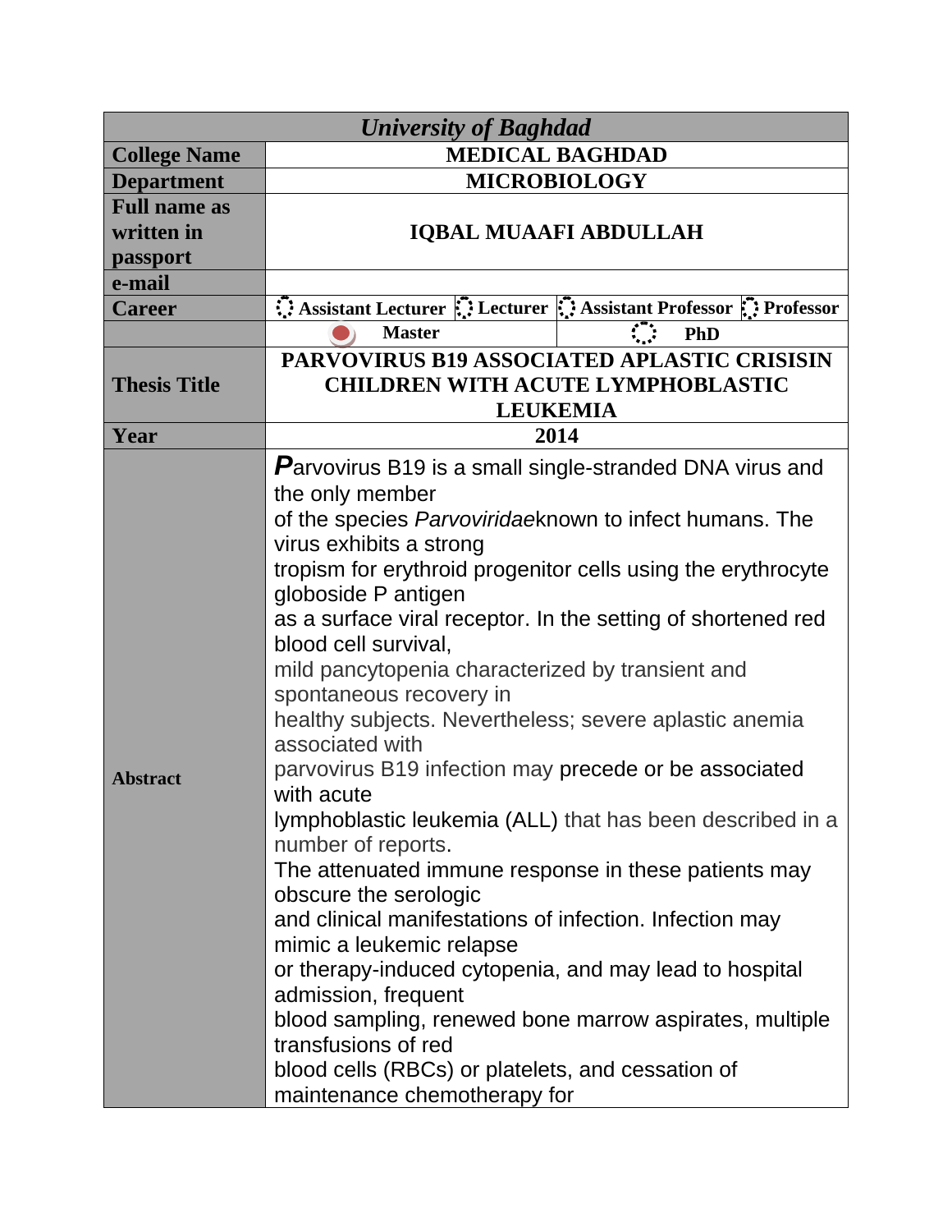| *University of Baghdad* | | | | |
|---|---|---|---|---|
| **College Name** | **MEDICAL BAGHDAD** | | | |
| **Department** | **MICROBIOLOGY** | | | |
| **Full name as written in passport** | **IQBAL MUAAFI ABDULLAH** | | | |
| **e-mail** | | | | |
| **Career** | ◌ **Assistant Lecturer** | ◌ **Lecturer** | ◌ **Assistant Professor** | ◌ **Professor** |
| | ● **Master** | | ◌ **PhD** | |
| **Thesis Title** | **PARVOVIRUS B19 ASSOCIATED APLASTIC CRISISIN CHILDREN WITH ACUTE LYMPHOBLASTIC LEUKEMIA** | | | |
| **Year** | **2014** | | | |
| **Abstract** | ***P***arvovirus B19 is a small single-stranded DNA virus and the only member of the species *Parvoviridae*known to infect humans. The virus exhibits a strong tropism for erythroid progenitor cells using the erythrocyte globoside P antigen as a surface viral receptor. In the setting of shortened red blood cell survival, mild pancytopenia characterized by transient and spontaneous recovery in healthy subjects. Nevertheless; severe aplastic anemia associated with parvovirus B19 infection may precede or be associated with acute lymphoblastic leukemia (ALL) that has been described in a number of reports. The attenuated immune response in these patients may obscure the serologic and clinical manifestations of infection. Infection may mimic a leukemic relapse or therapy-induced cytopenia, and may lead to hospital admission, frequent blood sampling, renewed bone marrow aspirates, multiple transfusions of red blood cells (RBCs) or platelets, and cessation of maintenance chemotherapy for | | | |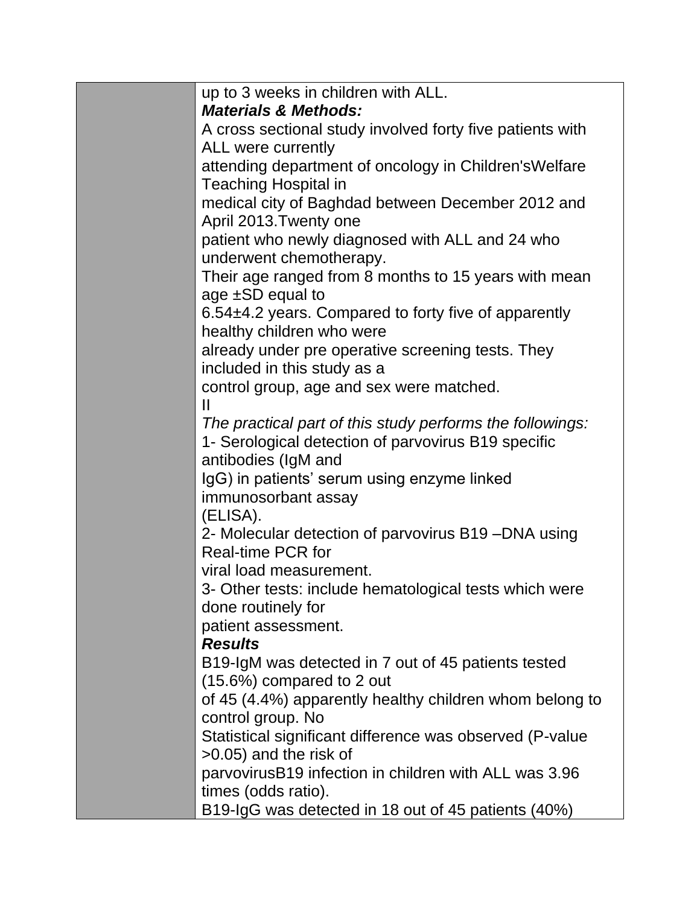up to 3 weeks in children with ALL.

***Materials & Methods:***

A cross sectional study involved forty five patients with ALL were currently attending department of oncology in Children'sWelfare Teaching Hospital in medical city of Baghdad between December 2012 and April 2013.Twenty one patient who newly diagnosed with ALL and 24 who underwent chemotherapy.

Their age ranged from 8 months to 15 years with mean age ±SD equal to 6.54±4.2 years. Compared to forty five of apparently healthy children who were already under pre operative screening tests. They included in this study as a control group, age and sex were matched.

II

*The practical part of this study performs the followings:*

1- Serological detection of parvovirus B19 specific antibodies (IgM and IgG) in patients' serum using enzyme linked immunosorbant assay (ELISA).

2- Molecular detection of parvovirus B19 –DNA using Real-time PCR for viral load measurement.

3- Other tests: include hematological tests which were done routinely for patient assessment.

***Results***

B19-IgM was detected in 7 out of 45 patients tested (15.6%) compared to 2 out of 45 (4.4%) apparently healthy children whom belong to control group. No Statistical significant difference was observed (P-value >0.05) and the risk of parvovirusB19 infection in children with ALL was 3.96 times (odds ratio).

B19-IgG was detected in 18 out of 45 patients (40%)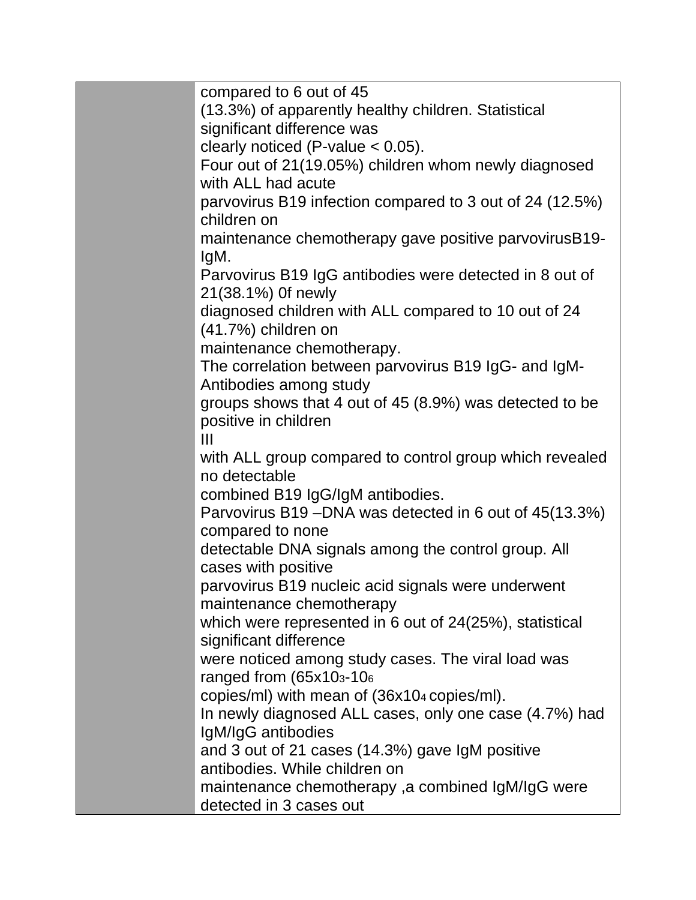compared to 6 out of 45 (13.3%) of apparently healthy children. Statistical significant difference was clearly noticed (P-value < 0.05).

Four out of 21(19.05%) children whom newly diagnosed with ALL had acute parvovirus B19 infection compared to 3 out of 24 (12.5%) children on maintenance chemotherapy gave positive parvovirusB19-IgM.

Parvovirus B19 IgG antibodies were detected in 8 out of 21(38.1%) 0f newly diagnosed children with ALL compared to 10 out of 24 (41.7%) children on maintenance chemotherapy.

The correlation between parvovirus B19 IgG- and IgM-Antibodies among study groups shows that 4 out of 45 (8.9%) was detected to be positive in children with ALL group compared to control group which revealed no detectable combined B19 IgG/IgM antibodies.

Parvovirus B19 –DNA was detected in 6 out of 45(13.3%) compared to none detectable DNA signals among the control group. All cases with positive parvovirus B19 nucleic acid signals were underwent maintenance chemotherapy which were represented in 6 out of 24(25%), statistical significant difference were noticed among study cases. The viral load was ranged from ($65x10^3$-$10^6$ copies/ml) with mean of ($36x10^4$ copies/ml).

In newly diagnosed ALL cases, only one case (4.7%) had IgM/IgG antibodies and 3 out of 21 cases (14.3%) gave IgM positive antibodies. While children on maintenance chemotherapy ,a combined IgM/IgG were detected in 3 cases out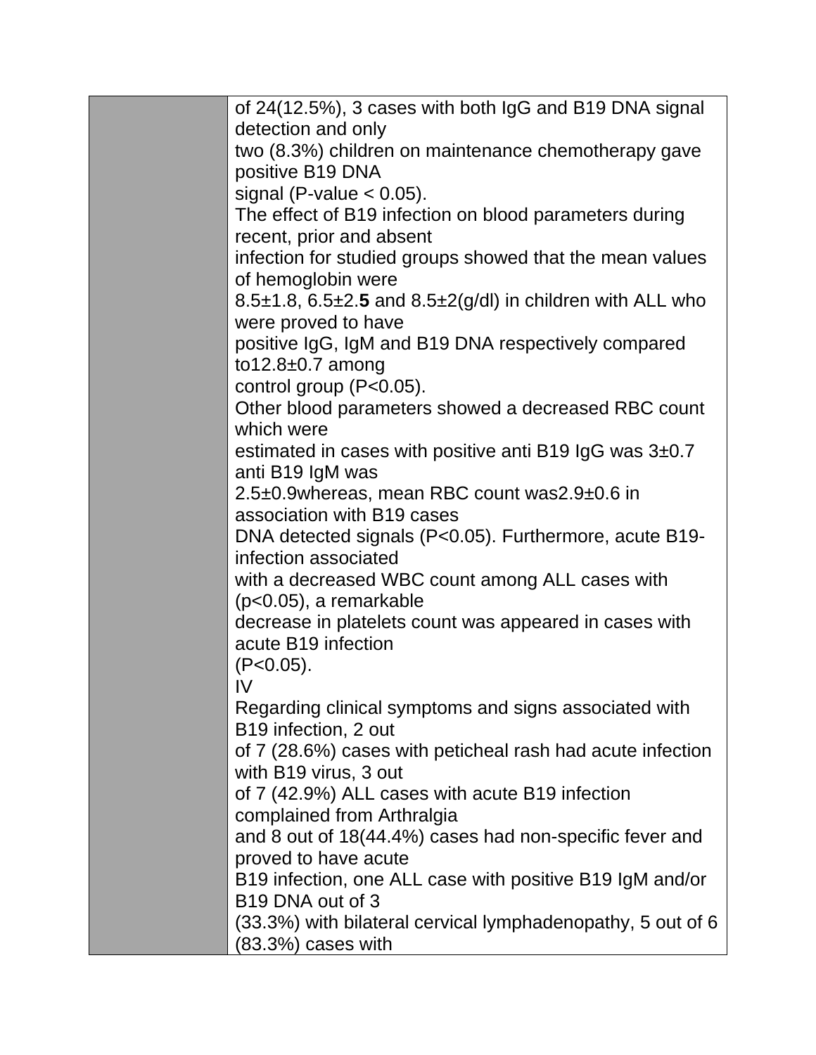of 24(12.5%), 3 cases with both IgG and B19 DNA signal detection and only two (8.3%) children on maintenance chemotherapy gave positive B19 DNA signal (P-value < 0.05).

The effect of B19 infection on blood parameters during recent, prior and absent infection for studied groups showed that the mean values of hemoglobin were 8.5±1.8, 6.5±2.**5** and 8.5±2(g/dl) in children with ALL who were proved to have positive IgG, IgM and B19 DNA respectively compared to12.8±0.7 among control group (P<0.05).

Other blood parameters showed a decreased RBC count which were estimated in cases with positive anti B19 IgG was 3±0.7 anti B19 IgM was 2.5±0.9whereas, mean RBC count was2.9±0.6 in association with B19 cases DNA detected signals (P<0.05). Furthermore, acute B19-infection associated with a decreased WBC count among ALL cases with (p<0.05), a remarkable decrease in platelets count was appeared in cases with acute B19 infection (P<0.05).

IV

Regarding clinical symptoms and signs associated with B19 infection, 2 out of 7 (28.6%) cases with peticheal rash had acute infection with B19 virus, 3 out of 7 (42.9%) ALL cases with acute B19 infection complained from Arthralgia and 8 out of 18(44.4%) cases had non-specific fever and proved to have acute B19 infection, one ALL case with positive B19 IgM and/or B19 DNA out of 3 (33.3%) with bilateral cervical lymphadenopathy, 5 out of 6 (83.3%) cases with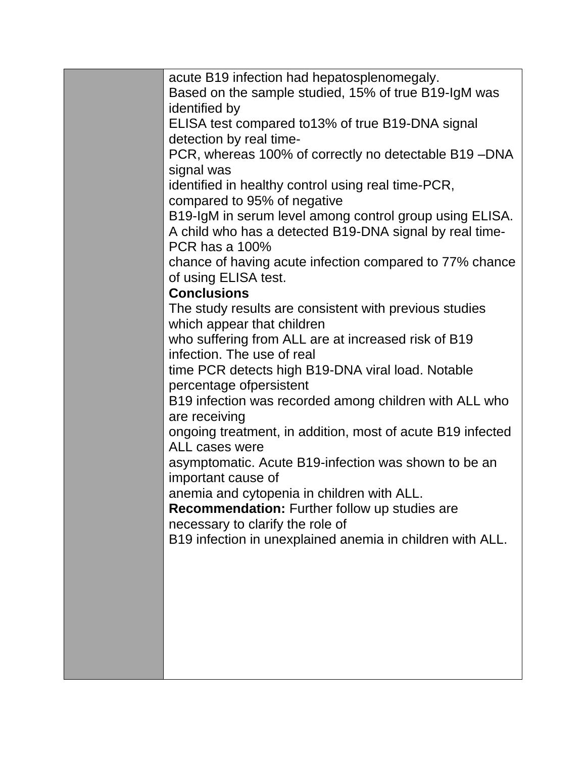acute B19 infection had hepatosplenomegaly.
Based on the sample studied, 15% of true B19-IgM was identified by ELISA test compared to13% of true B19-DNA signal detection by real time-PCR, whereas 100% of correctly no detectable B19 –DNA signal was identified in healthy control using real time-PCR, compared to 95% of negative B19-IgM in serum level among control group using ELISA.
A child who has a detected B19-DNA signal by real time-PCR has a 100% chance of having acute infection compared to 77% chance of using ELISA test.

**Conclusions**

The study results are consistent with previous studies which appear that children who suffering from ALL are at increased risk of B19 infection. The use of real time PCR detects high B19-DNA viral load. Notable percentage ofpersistent B19 infection was recorded among children with ALL who are receiving ongoing treatment, in addition, most of acute B19 infected ALL cases were asymptomatic. Acute B19-infection was shown to be an important cause of anemia and cytopenia in children with ALL.

**Recommendation:** Further follow up studies are necessary to clarify the role of B19 infection in unexplained anemia in children with ALL.